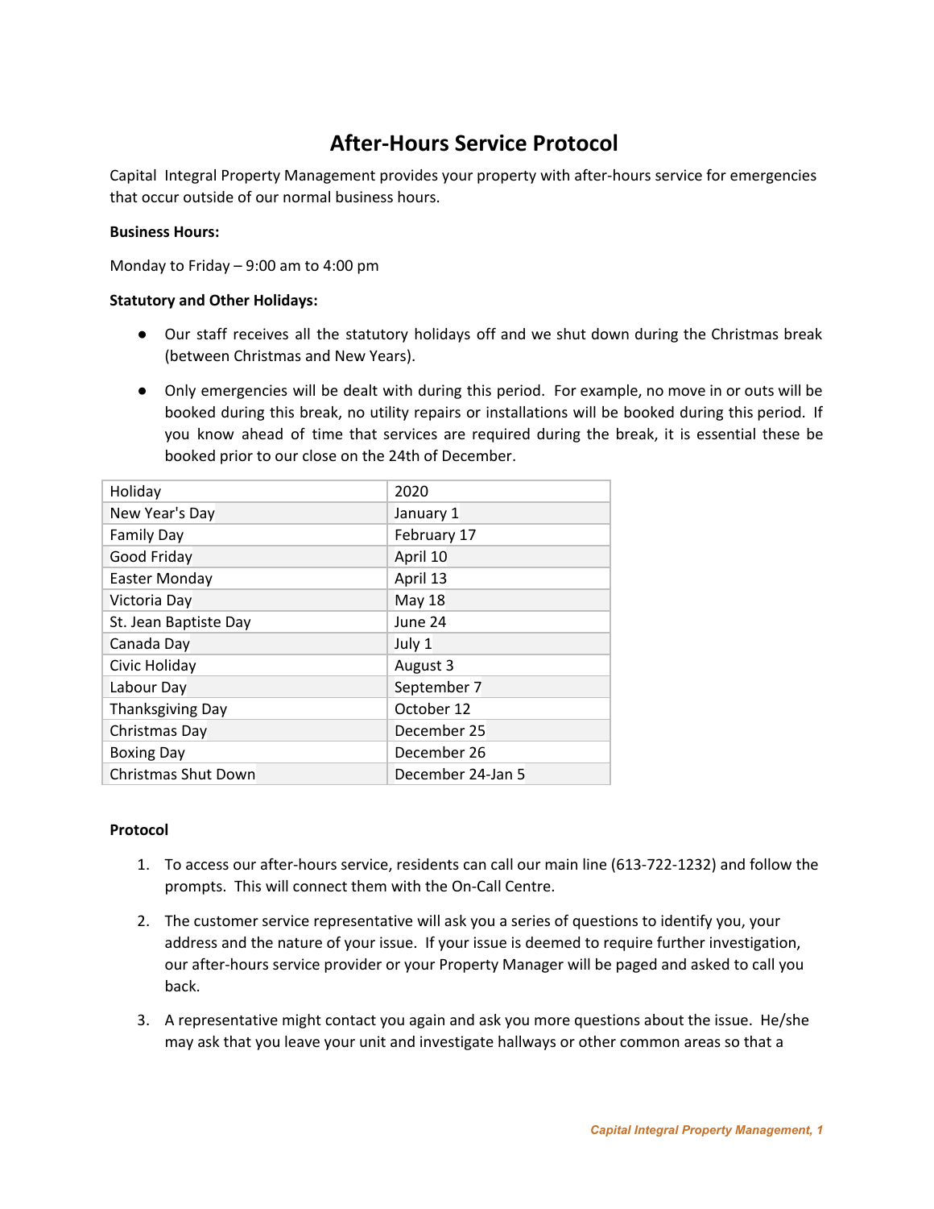# After-Hours Service Protocol

Capital  Integral Property Management provides your property with after-hours service for emergencies that occur outside of our normal business hours.

**Business Hours:**

Monday to Friday – 9:00 am to 4:00 pm

**Statutory and Other Holidays:**

- Our staff receives all the statutory holidays off and we shut down during the Christmas break (between Christmas and New Years).
- Only emergencies will be dealt with during this period.  For example, no move in or outs will be booked during this break, no utility repairs or installations will be booked during this period.  If you know ahead of time that services are required during the break, it is essential these be booked prior to our close on the 24th of December.

| Holiday | 2020 |
|---|---|
| New Year's Day | January 1 |
| Family Day | February 17 |
| Good Friday | April 10 |
| Easter Monday | April 13 |
| Victoria Day | May 18 |
| St. Jean Baptiste Day | June 24 |
| Canada Day | July 1 |
| Civic Holiday | August 3 |
| Labour Day | September 7 |
| Thanksgiving Day | October 12 |
| Christmas Day | December 25 |
| Boxing Day | December 26 |
| Christmas Shut Down | December 24-Jan 5 |

**Protocol**

1. To access our after-hours service, residents can call our main line (613-722-1232) and follow the prompts.  This will connect them with the On-Call Centre.
2. The customer service representative will ask you a series of questions to identify you, your address and the nature of your issue.  If your issue is deemed to require further investigation, our after-hours service provider or your Property Manager will be paged and asked to call you back.
3. A representative might contact you again and ask you more questions about the issue.  He/she may ask that you leave your unit and investigate hallways or other common areas so that a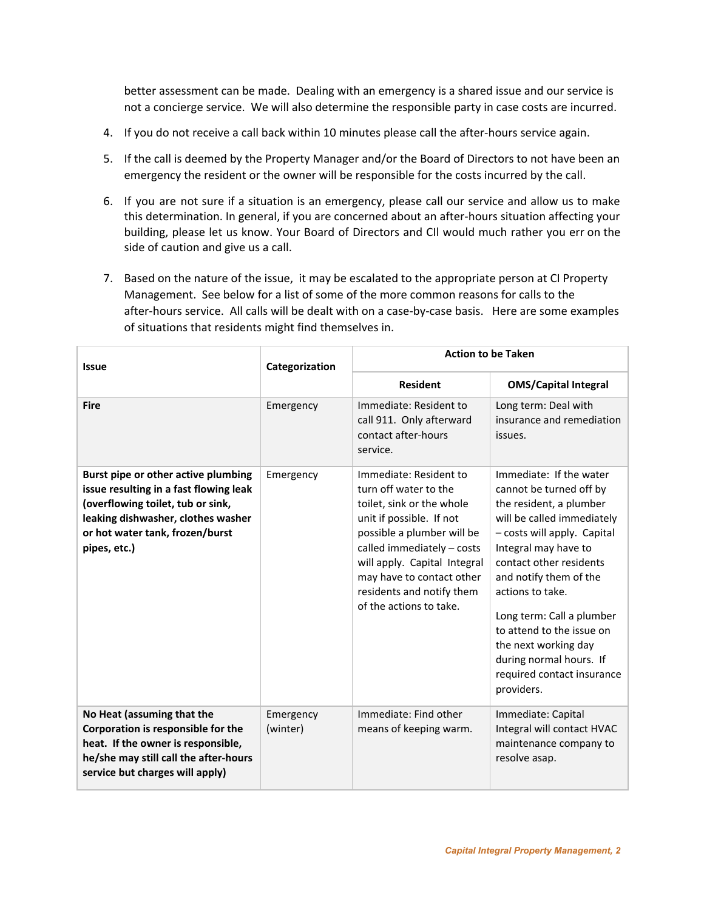better assessment can be made. Dealing with an emergency is a shared issue and our service is not a concierge service. We will also determine the responsible party in case costs are incurred.

4. If you do not receive a call back within 10 minutes please call the after-hours service again.

5. If the call is deemed by the Property Manager and/or the Board of Directors to not have been an emergency the resident or the owner will be responsible for the costs incurred by the call.

6. If you are not sure if a situation is an emergency, please call our service and allow us to make this determination. In general, if you are concerned about an after-hours situation affecting your building, please let us know. Your Board of Directors and CII would much rather you err on the side of caution and give us a call.

7. Based on the nature of the issue, it may be escalated to the appropriate person at CI Property Management. See below for a list of some of the more common reasons for calls to the after-hours service. All calls will be dealt with on a case-by-case basis. Here are some examples of situations that residents might find themselves in.

| Issue | Categorization | Action to be Taken | |
|---|---|---|---|
| | | **Resident** | **OMS/Capital Integral** |
| **Fire** | Emergency | Immediate: Resident to call 911. Only afterward contact after-hours service. | Long term: Deal with insurance and remediation issues. |
| **Burst pipe or other active plumbing issue resulting in a fast flowing leak (overflowing toilet, tub or sink, leaking dishwasher, clothes washer or hot water tank, frozen/burst pipes, etc.)** | Emergency | Immediate: Resident to turn off water to the toilet, sink or the whole unit if possible. If not possible a plumber will be called immediately – costs will apply. Capital Integral may have to contact other residents and notify them of the actions to take. | Immediate: If the water cannot be turned off by the resident, a plumber will be called immediately – costs will apply. Capital Integral may have to contact other residents and notify them of the actions to take.<br><br>Long term: Call a plumber to attend to the issue on the next working day during normal hours. If required contact insurance providers. |
| **No Heat (assuming that the Corporation is responsible for the heat. If the owner is responsible, he/she may still call the after-hours service but charges will apply)** | Emergency (winter) | Immediate: Find other means of keeping warm. | Immediate: Capital Integral will contact HVAC maintenance company to resolve asap. |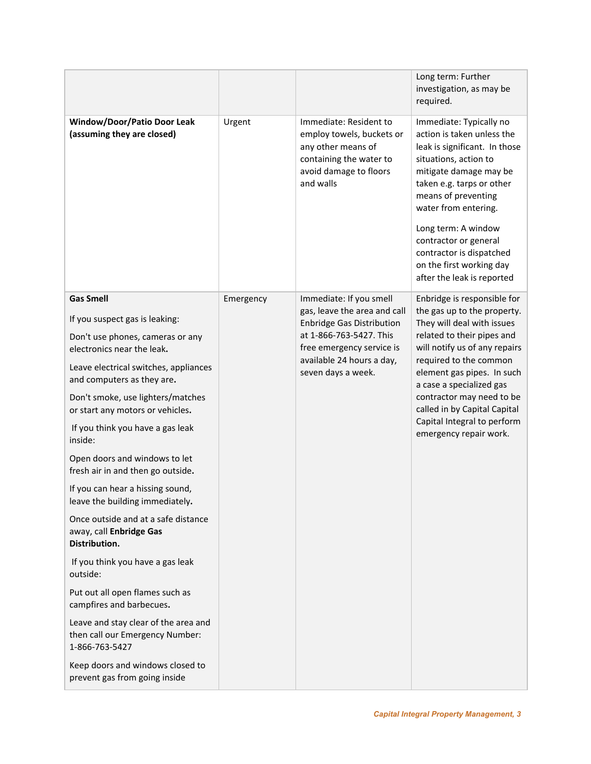| | | | |
|---|---|---|---|
| | | | Long term: Further investigation, as may be required. |
| **Window/Door/Patio Door Leak (assuming they are closed)** | Urgent | Immediate: Resident to employ towels, buckets or any other means of containing the water to avoid damage to floors and walls | Immediate: Typically no action is taken unless the leak is significant. In those situations, action to mitigate damage may be taken e.g. tarps or other means of preventing water from entering.<br><br>Long term: A window contractor or general contractor is dispatched on the first working day after the leak is reported |
| **Gas Smell**<br><br>If you suspect gas is leaking:<br><br>Don't use phones, cameras or any electronics near the leak.<br><br>Leave electrical switches, appliances and computers as they are.<br><br>Don't smoke, use lighters/matches or start any motors or vehicles.<br><br>If you think you have a gas leak inside:<br><br>Open doors and windows to let fresh air in and then go outside.<br><br>If you can hear a hissing sound, leave the building immediately.<br><br>Once outside and at a safe distance away, call **Enbridge Gas Distribution.**<br><br>If you think you have a gas leak outside:<br><br>Put out all open flames such as campfires and barbecues.<br><br>Leave and stay clear of the area and then call our Emergency Number: 1-866-763-5427<br><br>Keep doors and windows closed to prevent gas from going inside | Emergency | Immediate: If you smell gas, leave the area and call Enbridge Gas Distribution at 1-866-763-5427. This free emergency service is available 24 hours a day, seven days a week. | Enbridge is responsible for the gas up to the property. They will deal with issues related to their pipes and will notify us of any repairs required to the common element gas pipes. In such a case a specialized gas contractor may need to be called in by Capital Capital Capital Integral to perform emergency repair work. |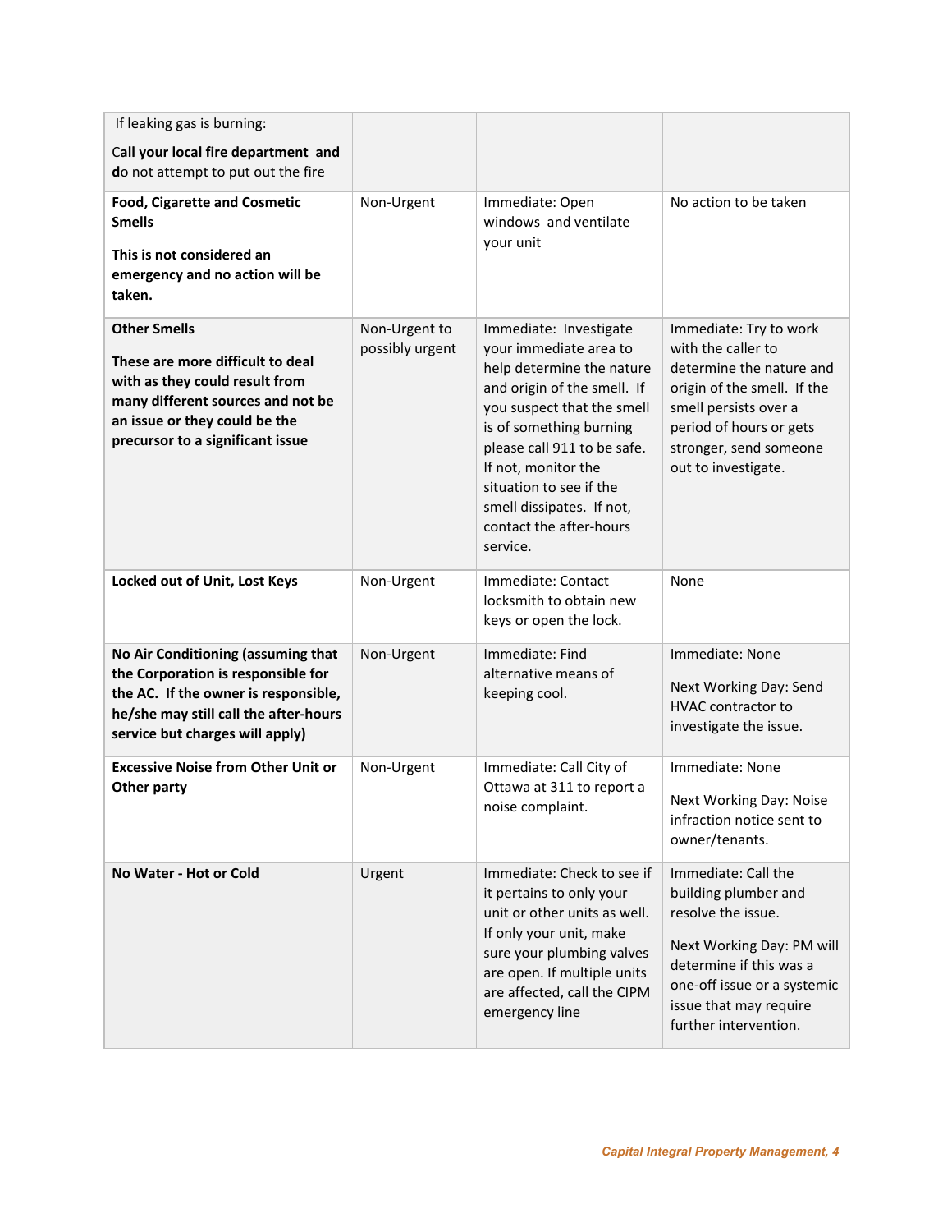| | | | |
|---|---|---|---|
| If leaking gas is burning:<br><br>Call your local fire department and do not attempt to put out the fire | | | |
| **Food, Cigarette and Cosmetic Smells**<br><br>**This is not considered an emergency and no action will be taken.** | Non-Urgent | Immediate: Open windows and ventilate your unit | No action to be taken |
| **Other Smells**<br><br>**These are more difficult to deal with as they could result from many different sources and not be an issue or they could be the precursor to a significant issue** | Non-Urgent to possibly urgent | Immediate: Investigate your immediate area to help determine the nature and origin of the smell. If you suspect that the smell is of something burning please call 911 to be safe. If not, monitor the situation to see if the smell dissipates. If not, contact the after-hours service. | Immediate: Try to work with the caller to determine the nature and origin of the smell. If the smell persists over a period of hours or gets stronger, send someone out to investigate. |
| **Locked out of Unit, Lost Keys** | Non-Urgent | Immediate: Contact locksmith to obtain new keys or open the lock. | None |
| **No Air Conditioning (assuming that the Corporation is responsible for the AC. If the owner is responsible, he/she may still call the after-hours service but charges will apply)** | Non-Urgent | Immediate: Find alternative means of keeping cool. | Immediate: None<br><br>Next Working Day: Send HVAC contractor to investigate the issue. |
| **Excessive Noise from Other Unit or Other party** | Non-Urgent | Immediate: Call City of Ottawa at 311 to report a noise complaint. | Immediate: None<br><br>Next Working Day: Noise infraction notice sent to owner/tenants. |
| **No Water - Hot or Cold** | Urgent | Immediate: Check to see if it pertains to only your unit or other units as well. If only your unit, make sure your plumbing valves are open. If multiple units are affected, call the CIPM emergency line | Immediate: Call the building plumber and resolve the issue.<br><br>Next Working Day: PM will determine if this was a one-off issue or a systemic issue that may require further intervention. |